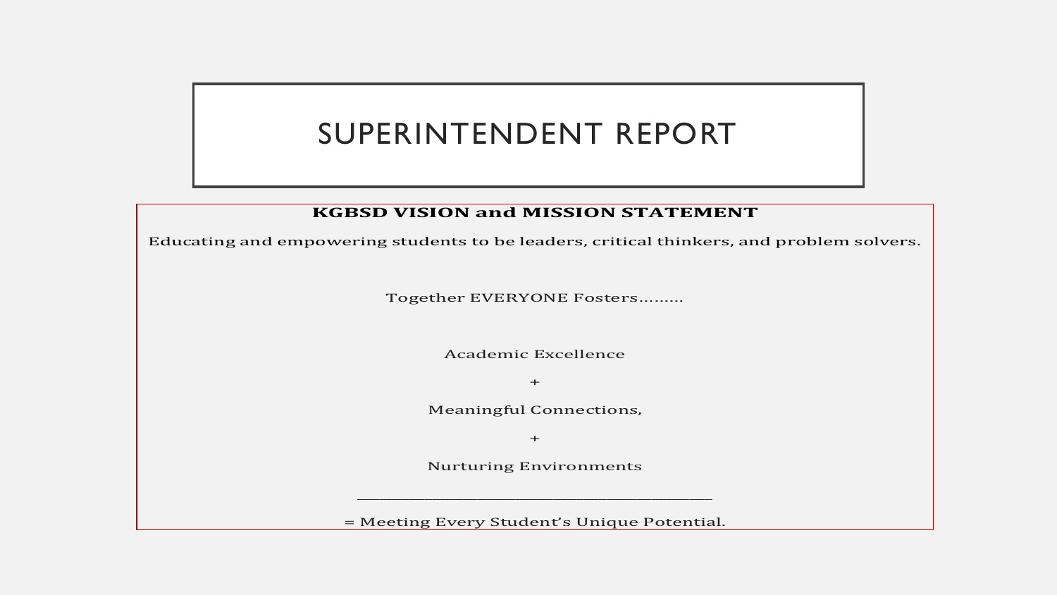# SUPERINTENDENT REPORT

**KGBSD VISION and MISSION STATEMENT**

Educating and empowering students to be leaders, critical thinkers, and problem solvers.

Together EVERYONE Fosters………

Academic Excellence

+

Meaningful Connections,

+

Nurturing Environments

---

= Meeting Every Student's Unique Potential.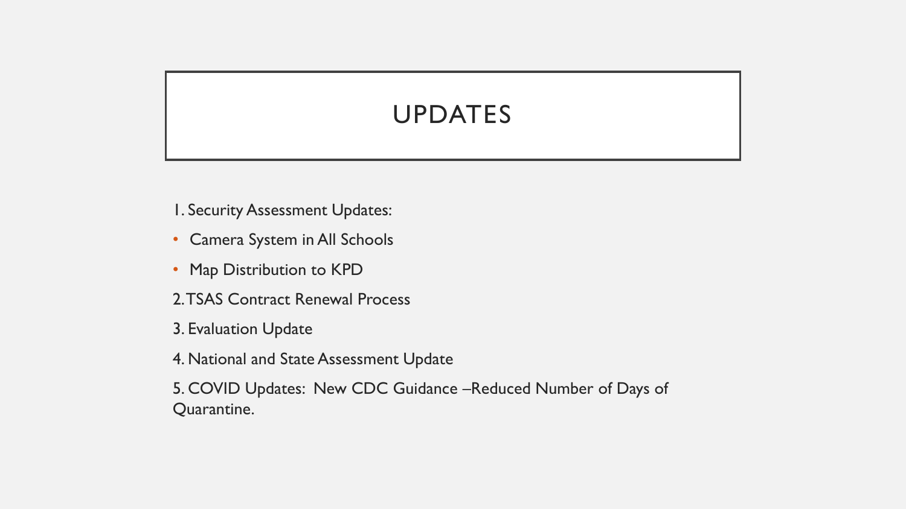# UPDATES

1. Security Assessment Updates:

- Camera System in All Schools
- Map Distribution to KPD

2. TSAS Contract Renewal Process

3. Evaluation Update

4. National and State Assessment Update

5. COVID Updates: New CDC Guidance –Reduced Number of Days of Quarantine.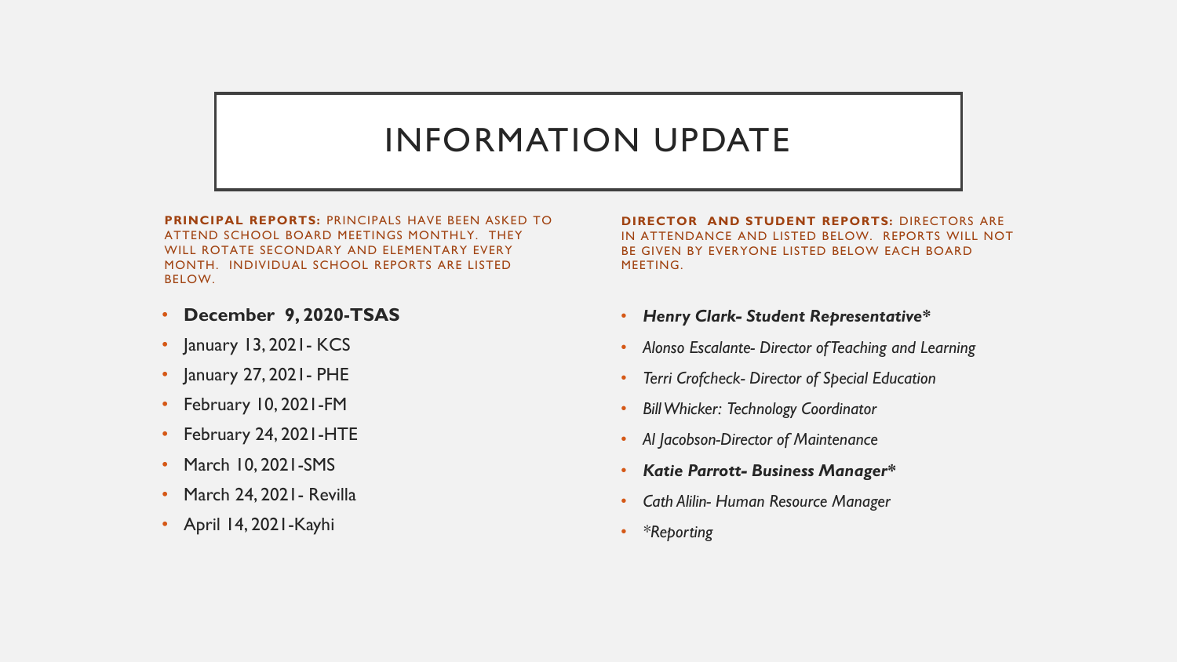# INFORMATION UPDATE

**PRINCIPAL REPORTS:** PRINCIPALS HAVE BEEN ASKED TO ATTEND SCHOOL BOARD MEETINGS MONTHLY. THEY WILL ROTATE SECONDARY AND ELEMENTARY EVERY MONTH. INDIVIDUAL SCHOOL REPORTS ARE LISTED BELOW.

- **December 9, 2020-TSAS**
- January 13, 2021- KCS
- January 27, 2021- PHE
- February 10, 2021-FM
- February 24, 2021-HTE
- March 10, 2021-SMS
- March 24, 2021- Revilla
- April 14, 2021-Kayhi

**DIRECTOR AND STUDENT REPORTS:** DIRECTORS ARE IN ATTENDANCE AND LISTED BELOW. REPORTS WILL NOT BE GIVEN BY EVERYONE LISTED BELOW EACH BOARD MEETING.

- ***Henry Clark- Student Representative****
- *Alonso Escalante- Director of Teaching and Learning*
- *Terri Crofcheck- Director of Special Education*
- *Bill Whicker: Technology Coordinator*
- *Al Jacobson-Director of Maintenance*
- ***Katie Parrott- Business Manager****
- *Cath Alilin- Human Resource Manager*
- **Reporting*